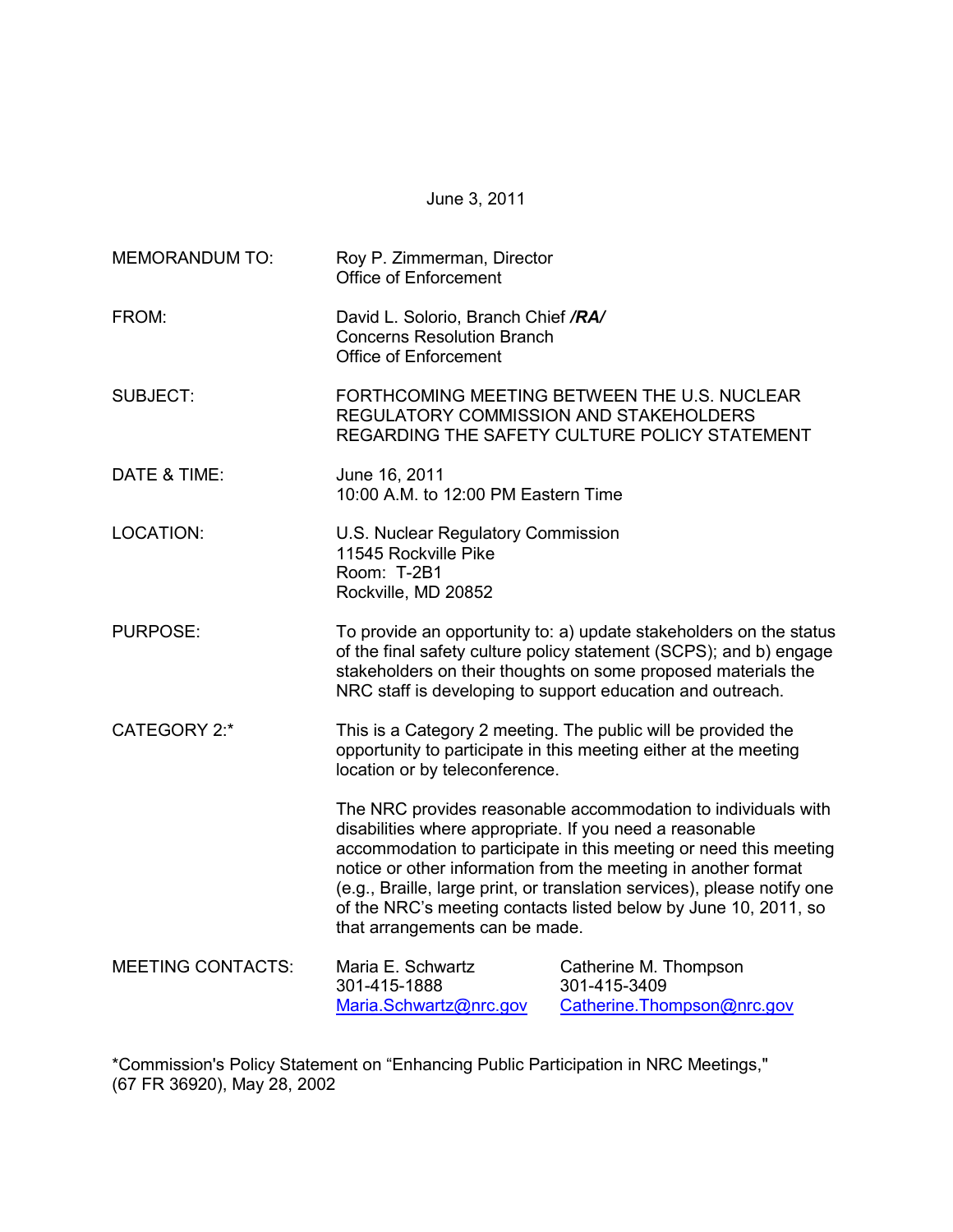June 3, 2011

MEMORANDUM TO: Roy P. Zimmerman, Director
Office of Enforcement

FROM: David L. Solorio, Branch Chief ***/RA/***
Concerns Resolution Branch
Office of Enforcement

SUBJECT: FORTHCOMING MEETING BETWEEN THE U.S. NUCLEAR REGULATORY COMMISSION AND STAKEHOLDERS REGARDING THE SAFETY CULTURE POLICY STATEMENT

DATE & TIME: June 16, 2011
10:00 A.M. to 12:00 PM Eastern Time

LOCATION: U.S. Nuclear Regulatory Commission
11545 Rockville Pike
Room: T-2B1
Rockville, MD 20852

PURPOSE: To provide an opportunity to: a) update stakeholders on the status of the final safety culture policy statement (SCPS); and b) engage stakeholders on their thoughts on some proposed materials the NRC staff is developing to support education and outreach.

CATEGORY 2:* This is a Category 2 meeting. The public will be provided the opportunity to participate in this meeting either at the meeting location or by teleconference.

The NRC provides reasonable accommodation to individuals with disabilities where appropriate. If you need a reasonable accommodation to participate in this meeting or need this meeting notice or other information from the meeting in another format (e.g., Braille, large print, or translation services), please notify one of the NRC's meeting contacts listed below by June 10, 2011, so that arrangements can be made.

MEETING CONTACTS:

| Maria E. Schwartz | Catherine M. Thompson |
|---|---|
| 301-415-1888 | 301-415-3409 |
| Maria.Schwartz@nrc.gov | Catherine.Thompson@nrc.gov |

*Commission's Policy Statement on "Enhancing Public Participation in NRC Meetings," (67 FR 36920), May 28, 2002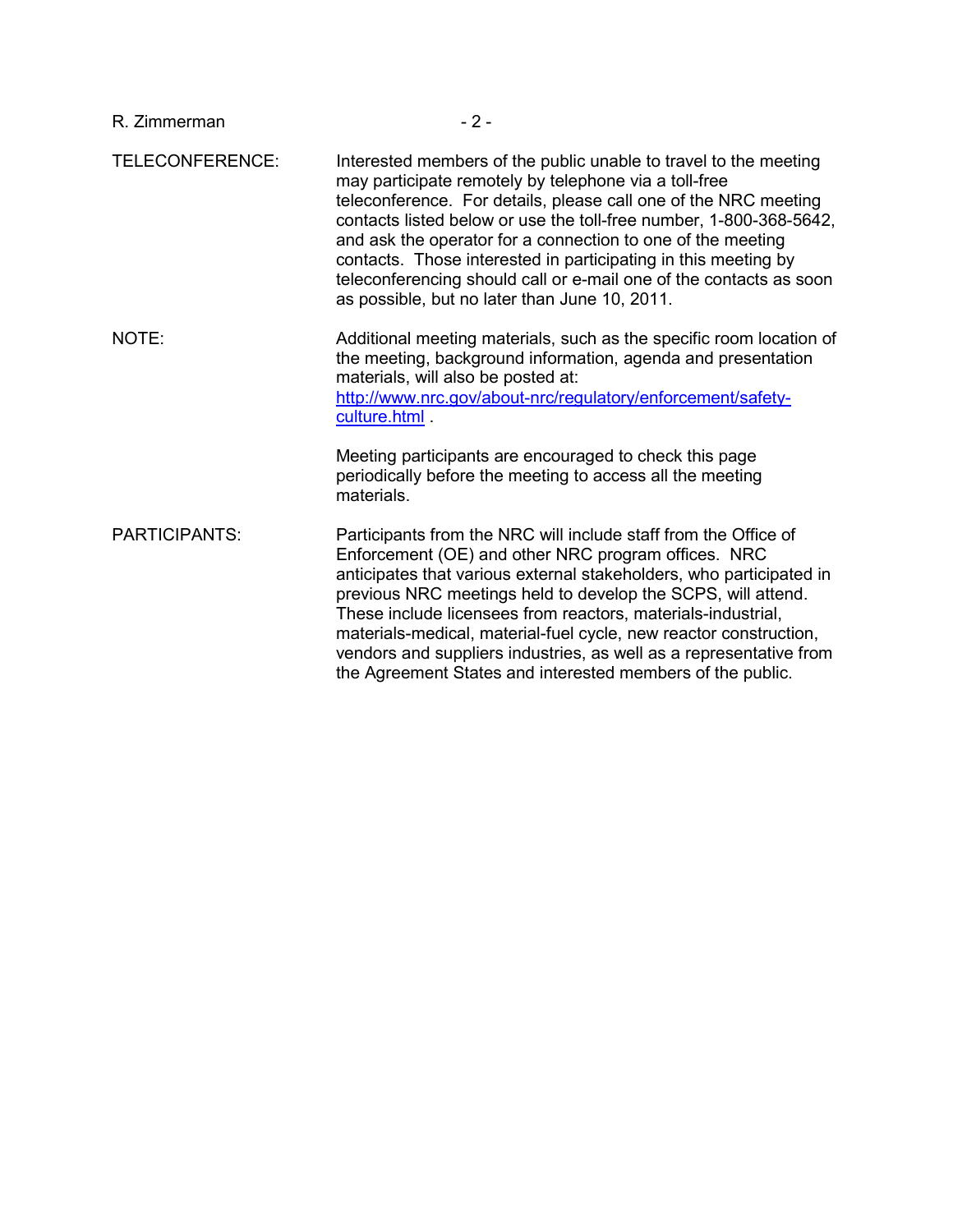TELECONFERENCE: Interested members of the public unable to travel to the meeting may participate remotely by telephone via a toll-free teleconference. For details, please call one of the NRC meeting contacts listed below or use the toll-free number, 1-800-368-5642, and ask the operator for a connection to one of the meeting contacts. Those interested in participating in this meeting by teleconferencing should call or e-mail one of the contacts as soon as possible, but no later than June 10, 2011.

NOTE: Additional meeting materials, such as the specific room location of the meeting, background information, agenda and presentation materials, will also be posted at: [http://www.nrc.gov/about-nrc/regulatory/enforcement/safety-culture.html](http://www.nrc.gov/about-nrc/regulatory/enforcement/safety-culture.html) .

Meeting participants are encouraged to check this page periodically before the meeting to access all the meeting materials.

PARTICIPANTS: Participants from the NRC will include staff from the Office of Enforcement (OE) and other NRC program offices. NRC anticipates that various external stakeholders, who participated in previous NRC meetings held to develop the SCPS, will attend. These include licensees from reactors, materials-industrial, materials-medical, material-fuel cycle, new reactor construction, vendors and suppliers industries, as well as a representative from the Agreement States and interested members of the public.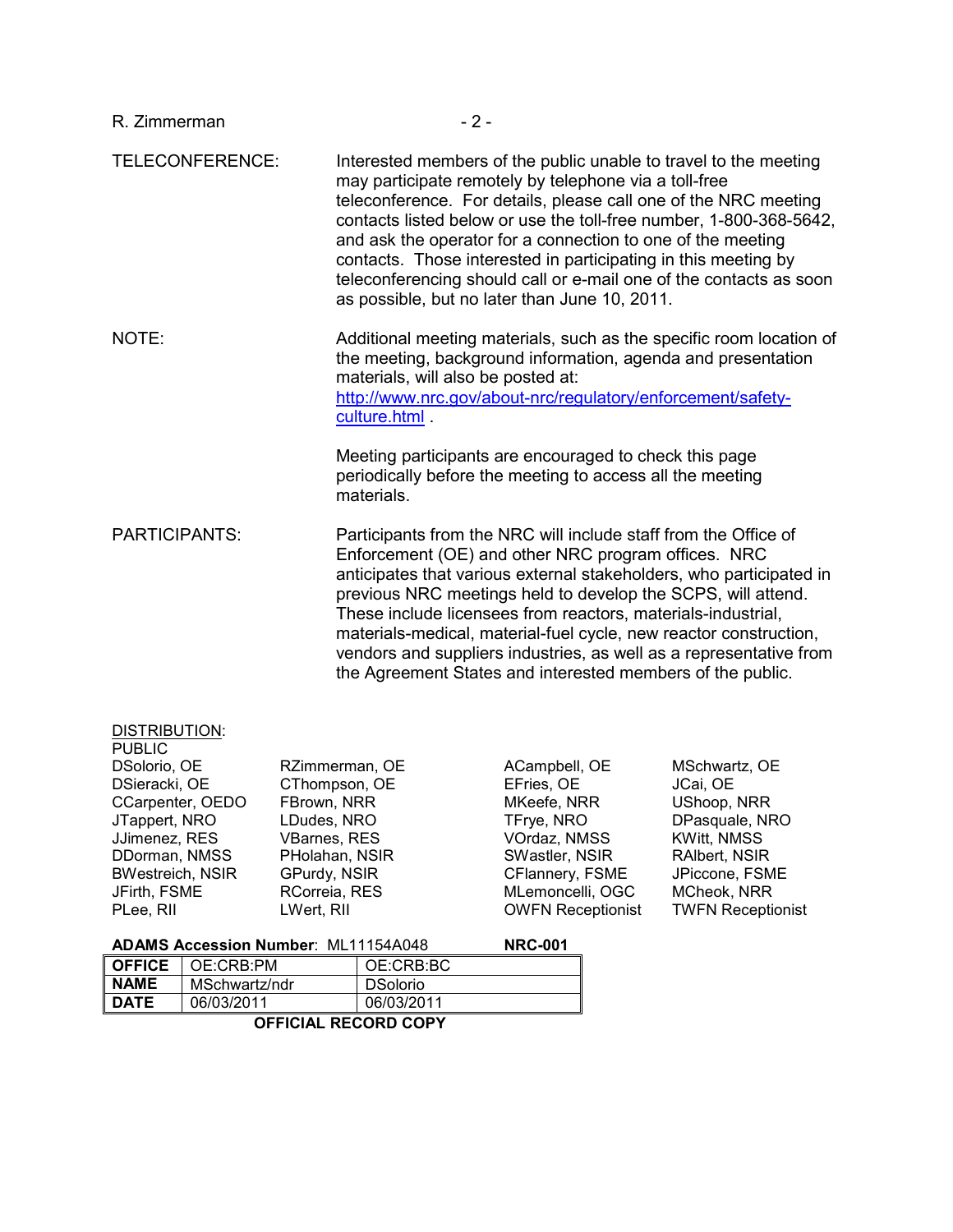TELECONFERENCE: Interested members of the public unable to travel to the meeting may participate remotely by telephone via a toll-free teleconference. For details, please call one of the NRC meeting contacts listed below or use the toll-free number, 1-800-368-5642, and ask the operator for a connection to one of the meeting contacts. Those interested in participating in this meeting by teleconferencing should call or e-mail one of the contacts as soon as possible, but no later than June 10, 2011.

NOTE: Additional meeting materials, such as the specific room location of the meeting, background information, agenda and presentation materials, will also be posted at: http://www.nrc.gov/about-nrc/regulatory/enforcement/safety-culture.html .

Meeting participants are encouraged to check this page periodically before the meeting to access all the meeting materials.

PARTICIPANTS: Participants from the NRC will include staff from the Office of Enforcement (OE) and other NRC program offices. NRC anticipates that various external stakeholders, who participated in previous NRC meetings held to develop the SCPS, will attend. These include licensees from reactors, materials-industrial, materials-medical, material-fuel cycle, new reactor construction, vendors and suppliers industries, as well as a representative from the Agreement States and interested members of the public.

DISTRIBUTION:
PUBLIC

| | | | |
|---|---|---|---|
| DSolorio, OE | RZimmerman, OE | ACampbell, OE | MSchwartz, OE |
| DSieracki, OE | CThompson, OE | EFries, OE | JCai, OE |
| CCarpenter, OEDO | FBrown, NRR | MKeefe, NRR | UShoop, NRR |
| JTappert, NRO | LDudes, NRO | TFrye, NRO | DPasquale, NRO |
| JJimenez, RES | VBarnes, RES | VOrdaz, NMSS | KWitt, NMSS |
| DDorman, NMSS | PHolahan, NSIR | SWastler, NSIR | RAlbert, NSIR |
| BWestreich, NSIR | GPurdy, NSIR | CFlannery, FSME | JPiccone, FSME |
| JFirth, FSME | RCorreia, RES | MLemoncelli, OGC | MCheok, NRR |
| PLee, RII | LWert, RII | OWFN Receptionist | TWFN Receptionist |

**ADAMS Accession Number**: ML11154A048 **NRC-001**

| **OFFICE** | OE:CRB:PM | OE:CRB:BC |
|---|---|---|
| **NAME** | MSchwartz/ndr | DSolorio |
| **DATE** | 06/03/2011 | 06/03/2011 |

**OFFICIAL RECORD COPY**